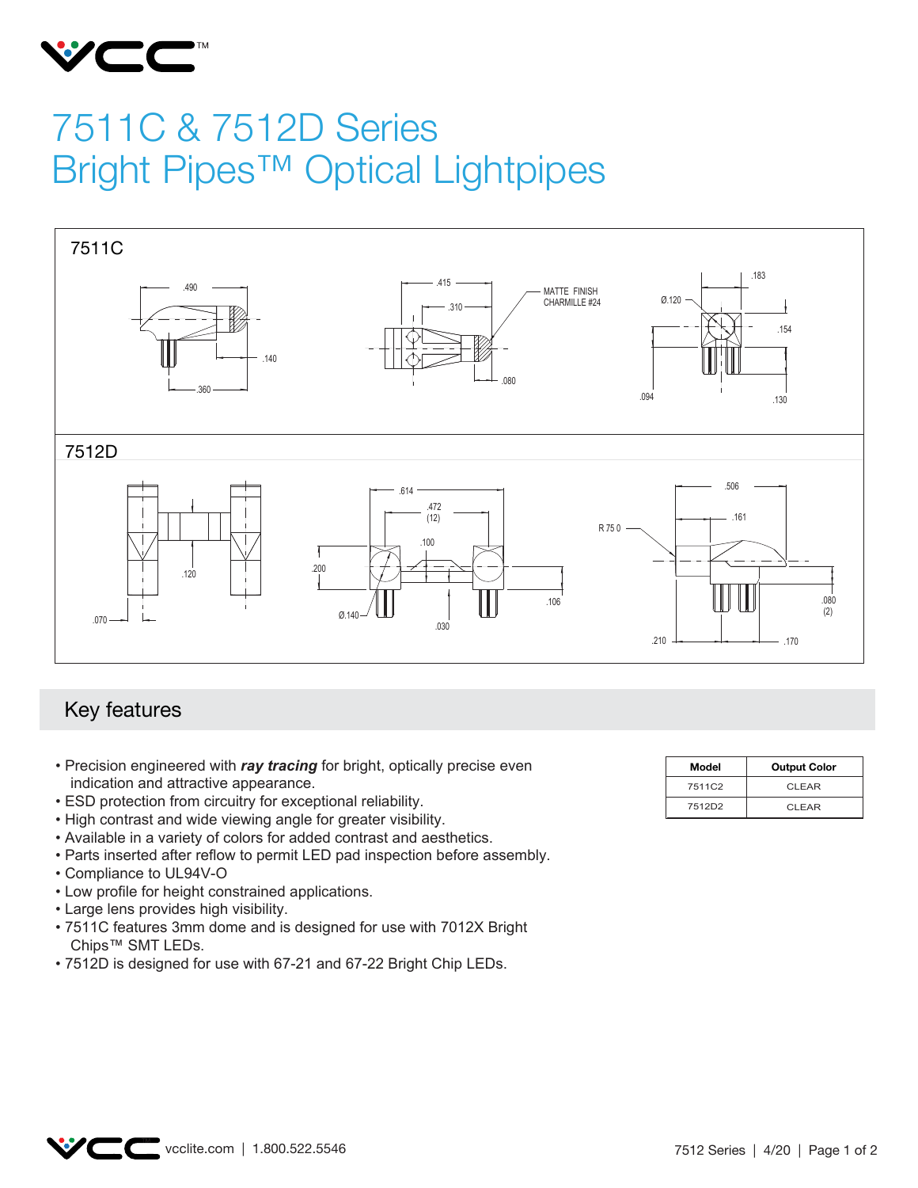# 7511C & 7512D Series
# Bright Pipes™ Optical Lightpipes

7511C

.490 .140 .360 .415 .310 .080 MATTE FINISH CHARMILLE #24 .183 Ø.120 .154 .094 .130

7512D

.120 .070 .614 .472 (12) .100 .200 Ø.140 .030 .106 .506 .161 R 75 0 .080 (2) .210 .170

## Key features

- Precision engineered with ***ray tracing*** for bright, optically precise even indication and attractive appearance.
- ESD protection from circuitry for exceptional reliability.
- High contrast and wide viewing angle for greater visibility.
- Available in a variety of colors for added contrast and aesthetics.
- Parts inserted after reflow to permit LED pad inspection before assembly.
- Compliance to UL94V-O
- Low profile for height constrained applications.
- Large lens provides high visibility.
- 7511C features 3mm dome and is designed for use with 7012X Bright Chips™ SMT LEDs.
- 7512D is designed for use with 67-21 and 67-22 Bright Chip LEDs.

| Model | Output Color |
|---|---|
| 7511C2 | CLEAR |
| 7512D2 | CLEAR |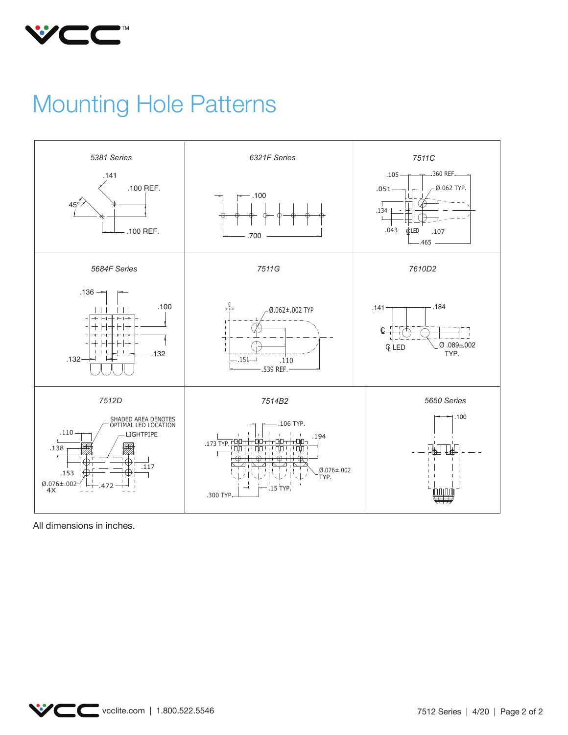# Mounting Hole Patterns

**5381 Series**

.141
.100 REF.
45°
.100 REF.

**6321F Series**

.100
.700

**7511C**

.105
.360 REF.
.051
Ø.062 TYP.
.134
.043
℄LED
.107
.465

**5684F Series**

.136
.100
.132
.132

**7511G**

℄ OF LED
Ø.062±.002 TYP
.151
.110
.539 REF.

**7610D2**

.141
.184
℄
℄ LED
Ø .089±.002 TYP.

**7512D**

SHADED AREA DENOTES OPTIMAL LED LOCATION
LIGHTPIPE
.110
.138
.117
.153
Ø.076±.002 4X
.472

**7514B2**

.106 TYP.
.194
.173 TYP.
Ø.076±.002 TYP.
.15 TYP.
.300 TYP.

**5650 Series**

.100

All dimensions in inches.